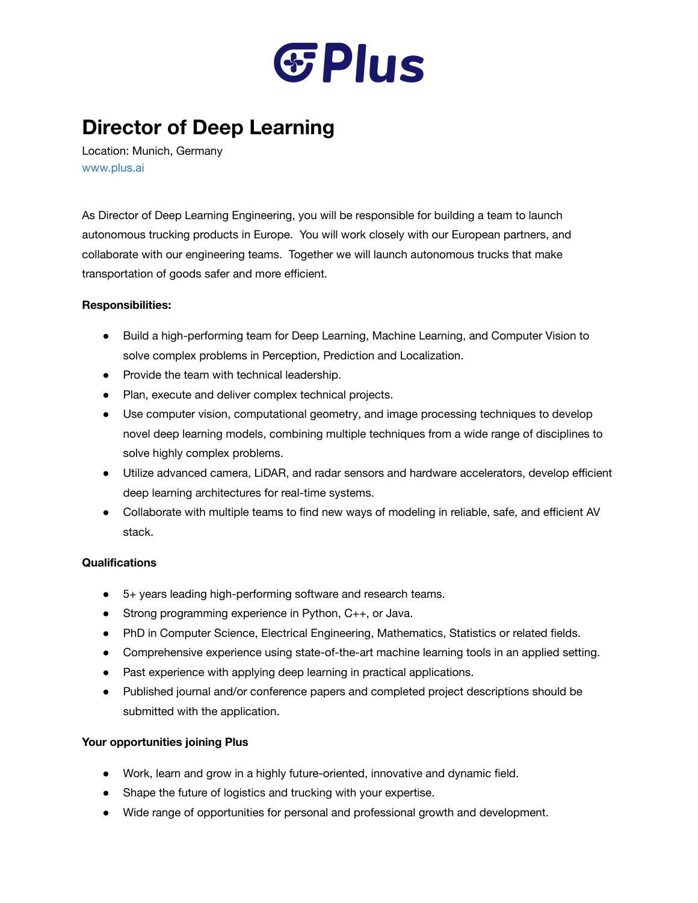# Plus

## Director of Deep Learning

Location: Munich, Germany
www.plus.ai

As Director of Deep Learning Engineering, you will be responsible for building a team to launch autonomous trucking products in Europe. You will work closely with our European partners, and collaborate with our engineering teams. Together we will launch autonomous trucks that make transportation of goods safer and more efficient.

**Responsibilities:**

- Build a high-performing team for Deep Learning, Machine Learning, and Computer Vision to solve complex problems in Perception, Prediction and Localization.
- Provide the team with technical leadership.
- Plan, execute and deliver complex technical projects.
- Use computer vision, computational geometry, and image processing techniques to develop novel deep learning models, combining multiple techniques from a wide range of disciplines to solve highly complex problems.
- Utilize advanced camera, LiDAR, and radar sensors and hardware accelerators, develop efficient deep learning architectures for real-time systems.
- Collaborate with multiple teams to find new ways of modeling in reliable, safe, and efficient AV stack.

**Qualifications**

- 5+ years leading high-performing software and research teams.
- Strong programming experience in Python, C++, or Java.
- PhD in Computer Science, Electrical Engineering, Mathematics, Statistics or related fields.
- Comprehensive experience using state-of-the-art machine learning tools in an applied setting.
- Past experience with applying deep learning in practical applications.
- Published journal and/or conference papers and completed project descriptions should be submitted with the application.

**Your opportunities joining Plus**

- Work, learn and grow in a highly future-oriented, innovative and dynamic field.
- Shape the future of logistics and trucking with your expertise.
- Wide range of opportunities for personal and professional growth and development.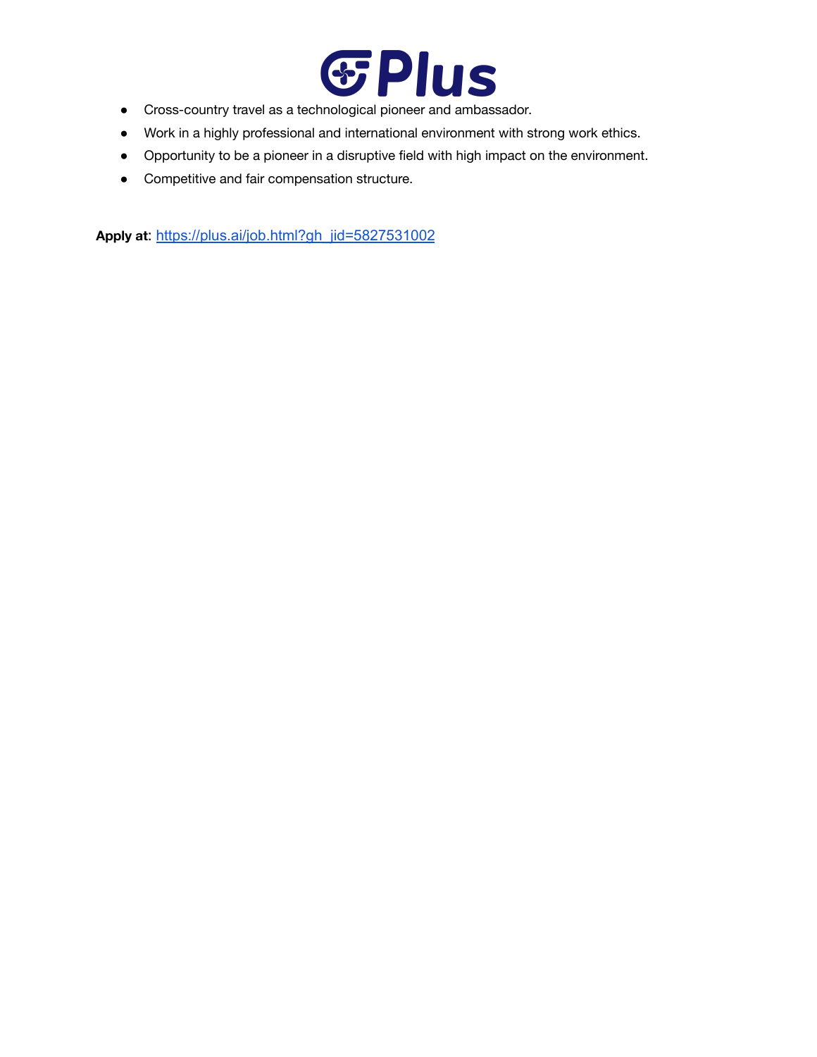- Cross-country travel as a technological pioneer and ambassador.
- Work in a highly professional and international environment with strong work ethics.
- Opportunity to be a pioneer in a disruptive field with high impact on the environment.
- Competitive and fair compensation structure.

**Apply at**: https://plus.ai/job.html?gh_jid=5827531002